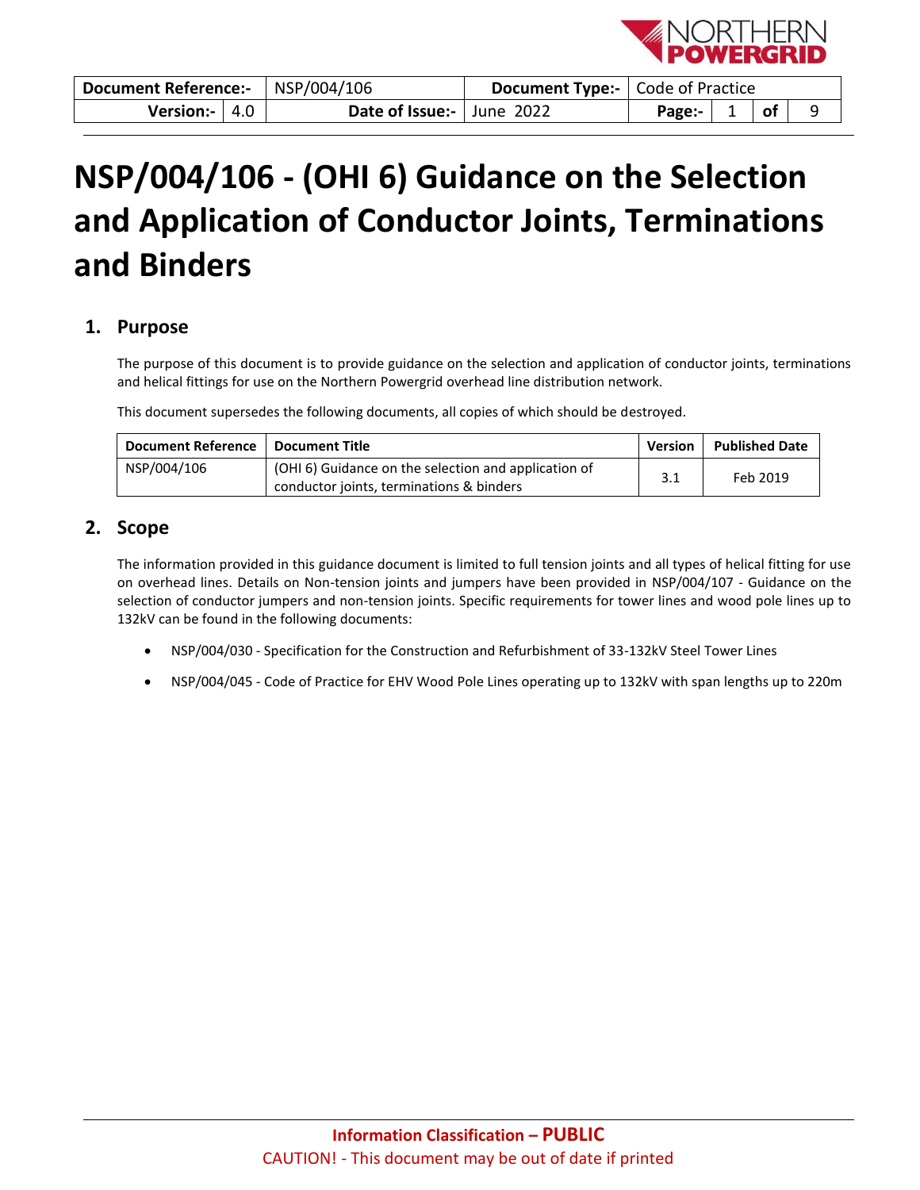| Document Reference:- | NSP/004/106 | Document Type:- | Code of Practice |
|---|---|---|---|
| Version:- 4.0 | Date of Issue:- | June 2022 | |

# NSP/004/106 - (OHI 6) Guidance on the Selection and Application of Conductor Joints, Terminations and Binders

## 1. Purpose

The purpose of this document is to provide guidance on the selection and application of conductor joints, terminations and helical fittings for use on the Northern Powergrid overhead line distribution network.

This document supersedes the following documents, all copies of which should be destroyed.

| Document Reference | Document Title | Version | Published Date |
|---|---|---|---|
| NSP/004/106 | (OHI 6) Guidance on the selection and application of conductor joints, terminations & binders | 3.1 | Feb 2019 |

## 2. Scope

The information provided in this guidance document is limited to full tension joints and all types of helical fitting for use on overhead lines. Details on Non-tension joints and jumpers have been provided in NSP/004/107 - Guidance on the selection of conductor jumpers and non-tension joints. Specific requirements for tower lines and wood pole lines up to 132kV can be found in the following documents:

- NSP/004/030 - Specification for the Construction and Refurbishment of 33-132kV Steel Tower Lines
- NSP/004/045 - Code of Practice for EHV Wood Pole Lines operating up to 132kV with span lengths up to 220m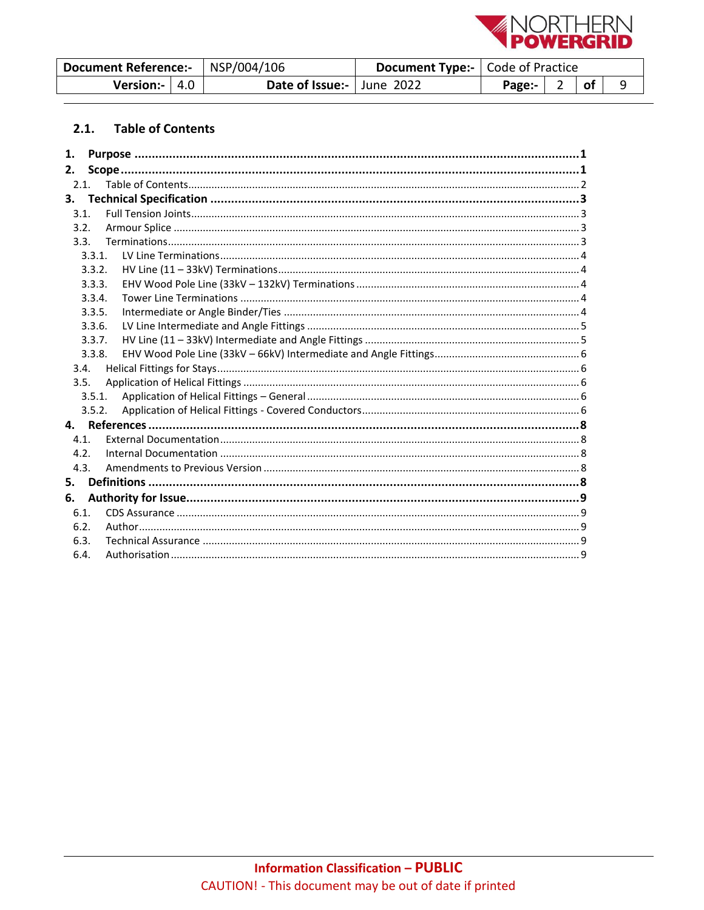### 2.1. Table of Contents

**1. Purpose** .......... **1**

**2. Scope** .......... **1**

2.1. Table of Contents .......... 2

**3. Technical Specification** .......... **3**

3.1. Full Tension Joints .......... 3

3.2. Armour Splice .......... 3

3.3. Terminations .......... 3

3.3.1. LV Line Terminations .......... 4

3.3.2. HV Line (11 – 33kV) Terminations .......... 4

3.3.3. EHV Wood Pole Line (33kV – 132kV) Terminations .......... 4

3.3.4. Tower Line Terminations .......... 4

3.3.5. Intermediate or Angle Binder/Ties .......... 4

3.3.6. LV Line Intermediate and Angle Fittings .......... 5

3.3.7. HV Line (11 – 33kV) Intermediate and Angle Fittings .......... 5

3.3.8. EHV Wood Pole Line (33kV – 66kV) Intermediate and Angle Fittings .......... 6

3.4. Helical Fittings for Stays .......... 6

3.5. Application of Helical Fittings .......... 6

3.5.1. Application of Helical Fittings – General .......... 6

3.5.2. Application of Helical Fittings - Covered Conductors .......... 6

**4. References** .......... **8**

4.1. External Documentation .......... 8

4.2. Internal Documentation .......... 8

4.3. Amendments to Previous Version .......... 8

**5. Definitions** .......... **8**

**6. Authority for Issue** .......... **9**

6.1. CDS Assurance .......... 9

6.2. Author .......... 9

6.3. Technical Assurance .......... 9

6.4. Authorisation .......... 9

**Information Classification – PUBLIC**

CAUTION! - This document may be out of date if printed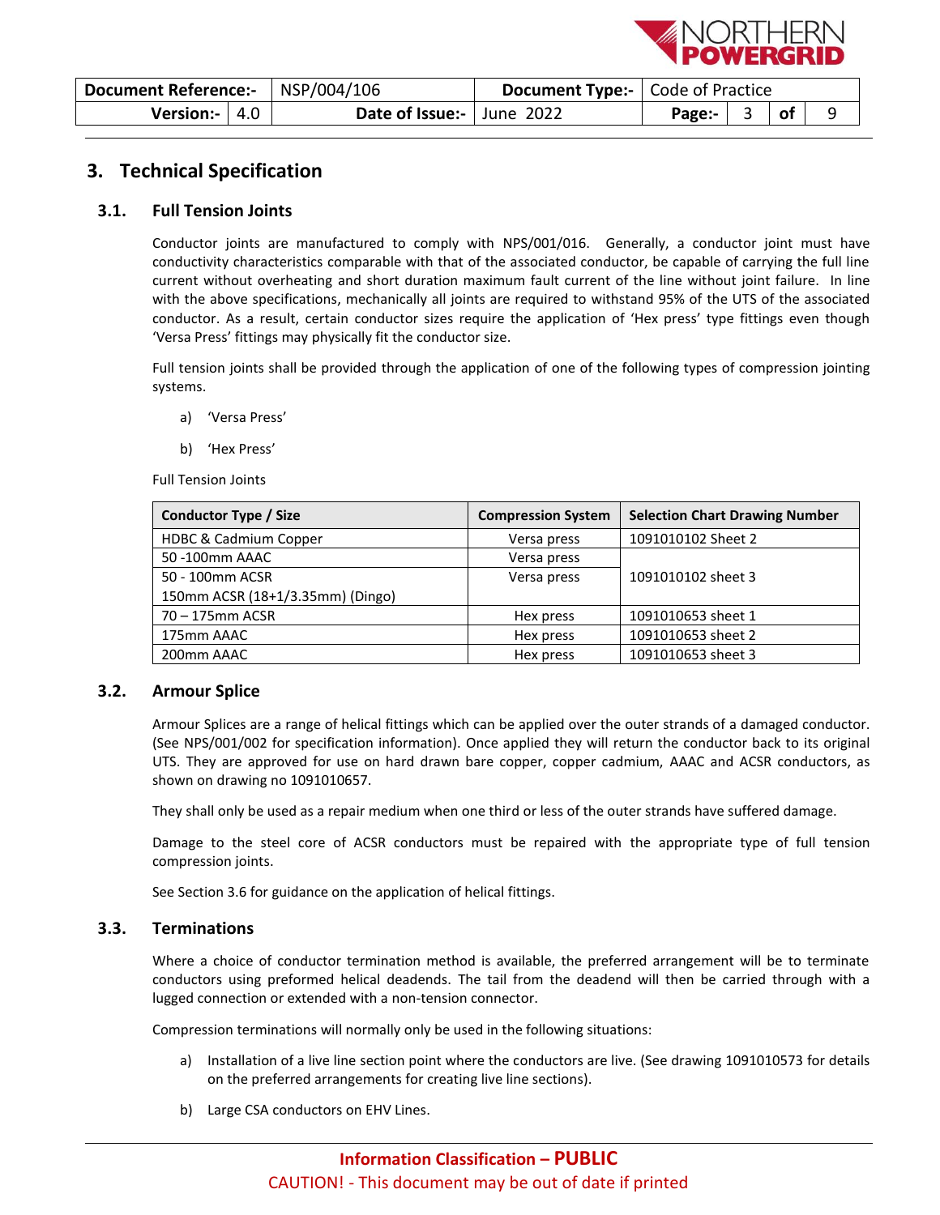# 3. Technical Specification

## 3.1. Full Tension Joints

Conductor joints are manufactured to comply with NPS/001/016. Generally, a conductor joint must have conductivity characteristics comparable with that of the associated conductor, be capable of carrying the full line current without overheating and short duration maximum fault current of the line without joint failure. In line with the above specifications, mechanically all joints are required to withstand 95% of the UTS of the associated conductor. As a result, certain conductor sizes require the application of 'Hex press' type fittings even though 'Versa Press' fittings may physically fit the conductor size.

Full tension joints shall be provided through the application of one of the following types of compression jointing systems.

a) 'Versa Press'

b) 'Hex Press'

Full Tension Joints

| Conductor Type / Size | Compression System | Selection Chart Drawing Number |
|---|---|---|
| HDBC & Cadmium Copper | Versa press | 1091010102 Sheet 2 |
| 50 -100mm AAAC | Versa press | 1091010102 sheet 3 |
| 50 - 100mm ACSR<br>150mm ACSR (18+1/3.35mm) (Dingo) | Versa press | |
| 70 – 175mm ACSR | Hex press | 1091010653 sheet 1 |
| 175mm AAAC | Hex press | 1091010653 sheet 2 |
| 200mm AAAC | Hex press | 1091010653 sheet 3 |

## 3.2. Armour Splice

Armour Splices are a range of helical fittings which can be applied over the outer strands of a damaged conductor. (See NPS/001/002 for specification information). Once applied they will return the conductor back to its original UTS. They are approved for use on hard drawn bare copper, copper cadmium, AAAC and ACSR conductors, as shown on drawing no 1091010657.

They shall only be used as a repair medium when one third or less of the outer strands have suffered damage.

Damage to the steel core of ACSR conductors must be repaired with the appropriate type of full tension compression joints.

See Section 3.6 for guidance on the application of helical fittings.

## 3.3. Terminations

Where a choice of conductor termination method is available, the preferred arrangement will be to terminate conductors using preformed helical deadends. The tail from the deadend will then be carried through with a lugged connection or extended with a non-tension connector.

Compression terminations will normally only be used in the following situations:

a) Installation of a live line section point where the conductors are live. (See drawing 1091010573 for details on the preferred arrangements for creating live line sections).

b) Large CSA conductors on EHV Lines.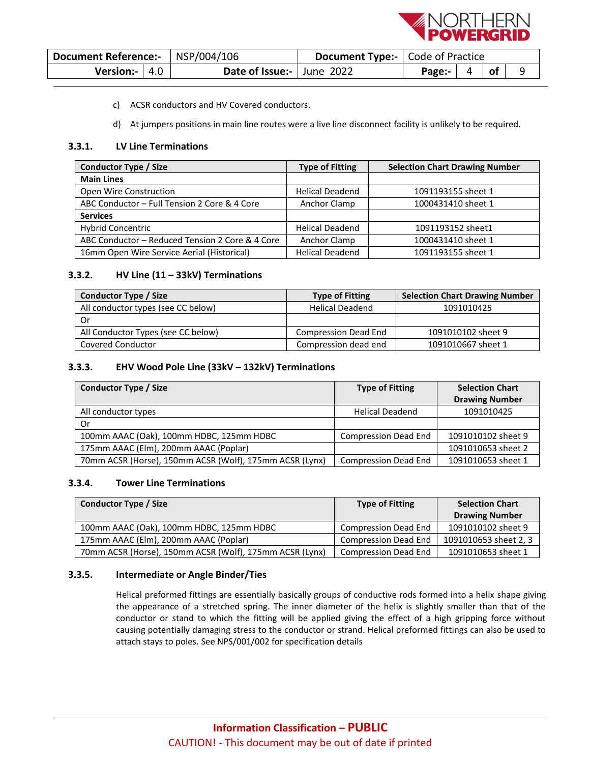c) ACSR conductors and HV Covered conductors.

d) At jumpers positions in main line routes were a live line disconnect facility is unlikely to be required.

### 3.3.1. LV Line Terminations

| Conductor Type / Size | Type of Fitting | Selection Chart Drawing Number |
|---|---|---|
| **Main Lines** | | |
| Open Wire Construction | Helical Deadend | 1091193155 sheet 1 |
| ABC Conductor – Full Tension 2 Core & 4 Core | Anchor Clamp | 1000431410 sheet 1 |
| **Services** | | |
| Hybrid Concentric | Helical Deadend | 1091193152 sheet1 |
| ABC Conductor – Reduced Tension 2 Core & 4 Core | Anchor Clamp | 1000431410 sheet 1 |
| 16mm Open Wire Service Aerial (Historical) | Helical Deadend | 1091193155 sheet 1 |

### 3.3.2. HV Line (11 – 33kV) Terminations

| Conductor Type / Size | Type of Fitting | Selection Chart Drawing Number |
|---|---|---|
| All conductor types (see CC below) | Helical Deadend | 1091010425 |
| Or | | |
| All Conductor Types (see CC below) | Compression Dead End | 1091010102 sheet 9 |
| Covered Conductor | Compression dead end | 1091010667 sheet 1 |

### 3.3.3. EHV Wood Pole Line (33kV – 132kV) Terminations

| Conductor Type / Size | Type of Fitting | Selection Chart Drawing Number |
|---|---|---|
| All conductor types | Helical Deadend | 1091010425 |
| Or | | |
| 100mm AAAC (Oak), 100mm HDBC, 125mm HDBC | Compression Dead End | 1091010102 sheet 9 |
| 175mm AAAC (Elm), 200mm AAAC (Poplar) | | 1091010653 sheet 2 |
| 70mm ACSR (Horse), 150mm ACSR (Wolf), 175mm ACSR (Lynx) | Compression Dead End | 1091010653 sheet 1 |

### 3.3.4. Tower Line Terminations

| Conductor Type / Size | Type of Fitting | Selection Chart Drawing Number |
|---|---|---|
| 100mm AAAC (Oak), 100mm HDBC, 125mm HDBC | Compression Dead End | 1091010102 sheet 9 |
| 175mm AAAC (Elm), 200mm AAAC (Poplar) | Compression Dead End | 1091010653 sheet 2, 3 |
| 70mm ACSR (Horse), 150mm ACSR (Wolf), 175mm ACSR (Lynx) | Compression Dead End | 1091010653 sheet 1 |

### 3.3.5. Intermediate or Angle Binder/Ties

Helical preformed fittings are essentially basically groups of conductive rods formed into a helix shape giving the appearance of a stretched spring. The inner diameter of the helix is slightly smaller than that of the conductor or stand to which the fitting will be applied giving the effect of a high gripping force without causing potentially damaging stress to the conductor or strand. Helical preformed fittings can also be used to attach stays to poles. See NPS/001/002 for specification details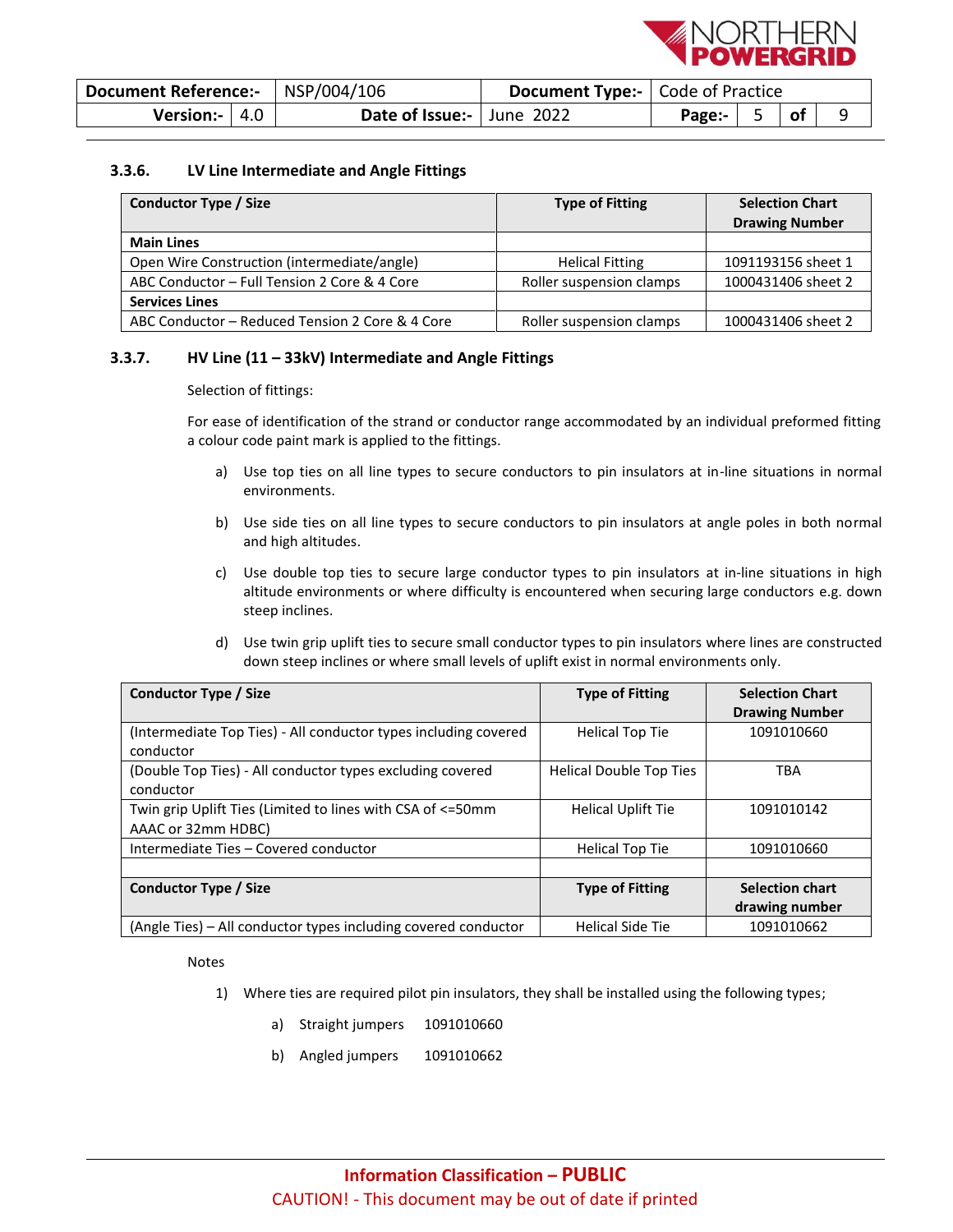### 3.3.6. LV Line Intermediate and Angle Fittings

| Conductor Type / Size | Type of Fitting | Selection Chart Drawing Number |
|---|---|---|
| **Main Lines** | | |
| Open Wire Construction (intermediate/angle) | Helical Fitting | 1091193156 sheet 1 |
| ABC Conductor – Full Tension 2 Core & 4 Core | Roller suspension clamps | 1000431406 sheet 2 |
| **Services Lines** | | |
| ABC Conductor – Reduced Tension 2 Core & 4 Core | Roller suspension clamps | 1000431406 sheet 2 |

### 3.3.7. HV Line (11 – 33kV) Intermediate and Angle Fittings

Selection of fittings:

For ease of identification of the strand or conductor range accommodated by an individual preformed fitting a colour code paint mark is applied to the fittings.

a) Use top ties on all line types to secure conductors to pin insulators at in-line situations in normal environments.

b) Use side ties on all line types to secure conductors to pin insulators at angle poles in both normal and high altitudes.

c) Use double top ties to secure large conductor types to pin insulators at in-line situations in high altitude environments or where difficulty is encountered when securing large conductors e.g. down steep inclines.

d) Use twin grip uplift ties to secure small conductor types to pin insulators where lines are constructed down steep inclines or where small levels of uplift exist in normal environments only.

| Conductor Type / Size | Type of Fitting | Selection Chart Drawing Number |
|---|---|---|
| (Intermediate Top Ties) - All conductor types including covered conductor | Helical Top Tie | 1091010660 |
| (Double Top Ties) - All conductor types excluding covered conductor | Helical Double Top Ties | TBA |
| Twin grip Uplift Ties (Limited to lines with CSA of <=50mm AAAC or 32mm HDBC) | Helical Uplift Tie | 1091010142 |
| Intermediate Ties – Covered conductor | Helical Top Tie | 1091010660 |
| | | |
| **Conductor Type / Size** | **Type of Fitting** | **Selection chart drawing number** |
| (Angle Ties) – All conductor types including covered conductor | Helical Side Tie | 1091010662 |

Notes

1) Where ties are required pilot pin insulators, they shall be installed using the following types;

   a) Straight jumpers 1091010660

   b) Angled jumpers 1091010662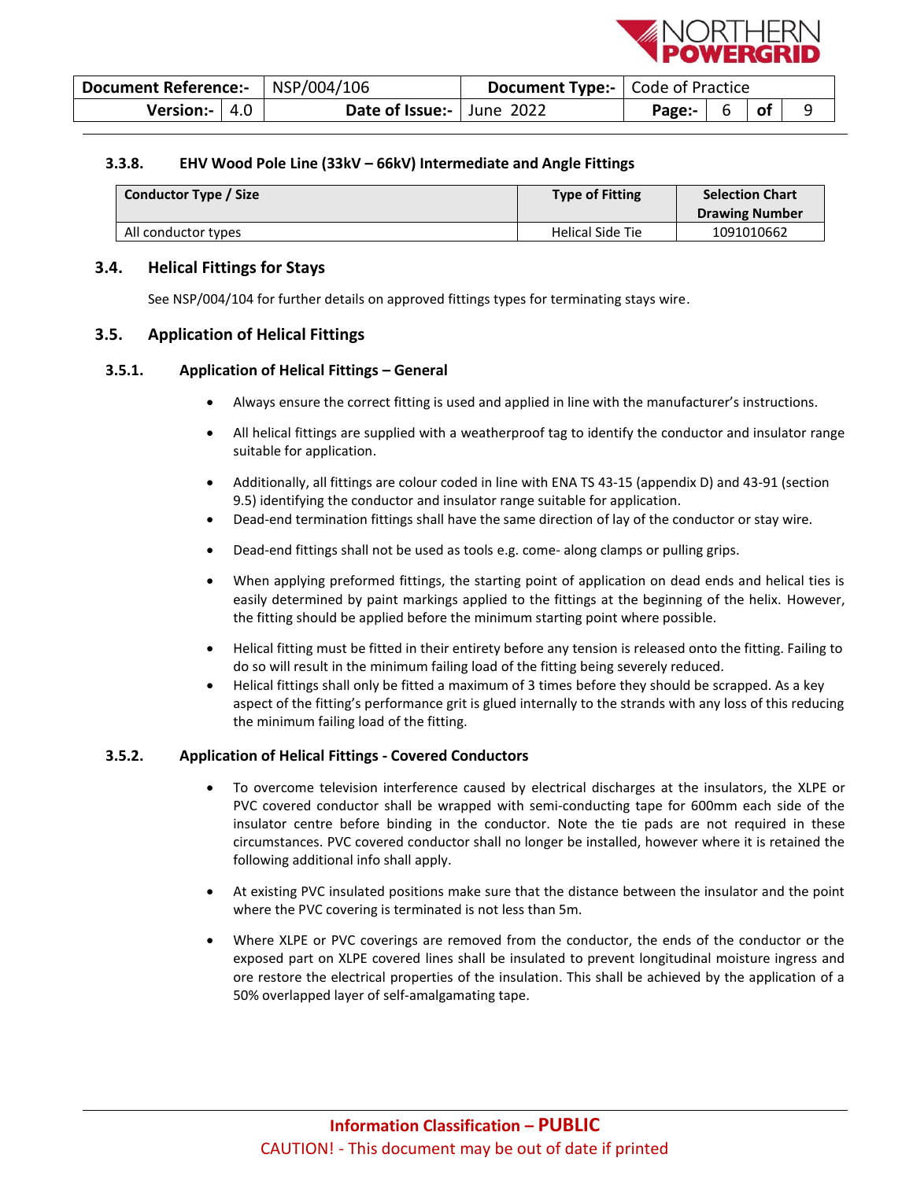#### 3.3.8. EHV Wood Pole Line (33kV – 66kV) Intermediate and Angle Fittings

| Conductor Type / Size | Type of Fitting | Selection Chart Drawing Number |
|---|---|---|
| All conductor types | Helical Side Tie | 1091010662 |

### 3.4. Helical Fittings for Stays

See NSP/004/104 for further details on approved fittings types for terminating stays wire.

### 3.5. Application of Helical Fittings

#### 3.5.1. Application of Helical Fittings – General

- Always ensure the correct fitting is used and applied in line with the manufacturer's instructions.
- All helical fittings are supplied with a weatherproof tag to identify the conductor and insulator range suitable for application.
- Additionally, all fittings are colour coded in line with ENA TS 43-15 (appendix D) and 43-91 (section 9.5) identifying the conductor and insulator range suitable for application.
- Dead-end termination fittings shall have the same direction of lay of the conductor or stay wire.
- Dead-end fittings shall not be used as tools e.g. come- along clamps or pulling grips.
- When applying preformed fittings, the starting point of application on dead ends and helical ties is easily determined by paint markings applied to the fittings at the beginning of the helix. However, the fitting should be applied before the minimum starting point where possible.
- Helical fitting must be fitted in their entirety before any tension is released onto the fitting. Failing to do so will result in the minimum failing load of the fitting being severely reduced.
- Helical fittings shall only be fitted a maximum of 3 times before they should be scrapped. As a key aspect of the fitting's performance grit is glued internally to the strands with any loss of this reducing the minimum failing load of the fitting.

#### 3.5.2. Application of Helical Fittings - Covered Conductors

- To overcome television interference caused by electrical discharges at the insulators, the XLPE or PVC covered conductor shall be wrapped with semi-conducting tape for 600mm each side of the insulator centre before binding in the conductor. Note the tie pads are not required in these circumstances. PVC covered conductor shall no longer be installed, however where it is retained the following additional info shall apply.
- At existing PVC insulated positions make sure that the distance between the insulator and the point where the PVC covering is terminated is not less than 5m.
- Where XLPE or PVC coverings are removed from the conductor, the ends of the conductor or the exposed part on XLPE covered lines shall be insulated to prevent longitudinal moisture ingress and ore restore the electrical properties of the insulation. This shall be achieved by the application of a 50% overlapped layer of self-amalgamating tape.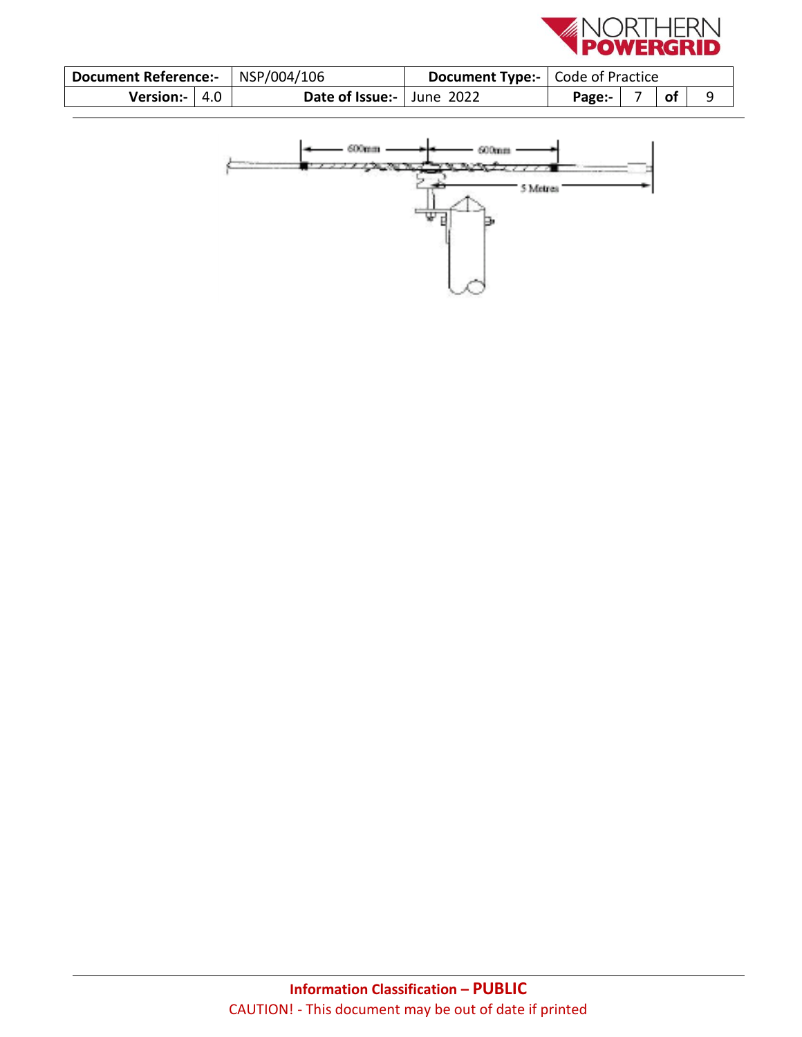600mm 600mm

5 Metres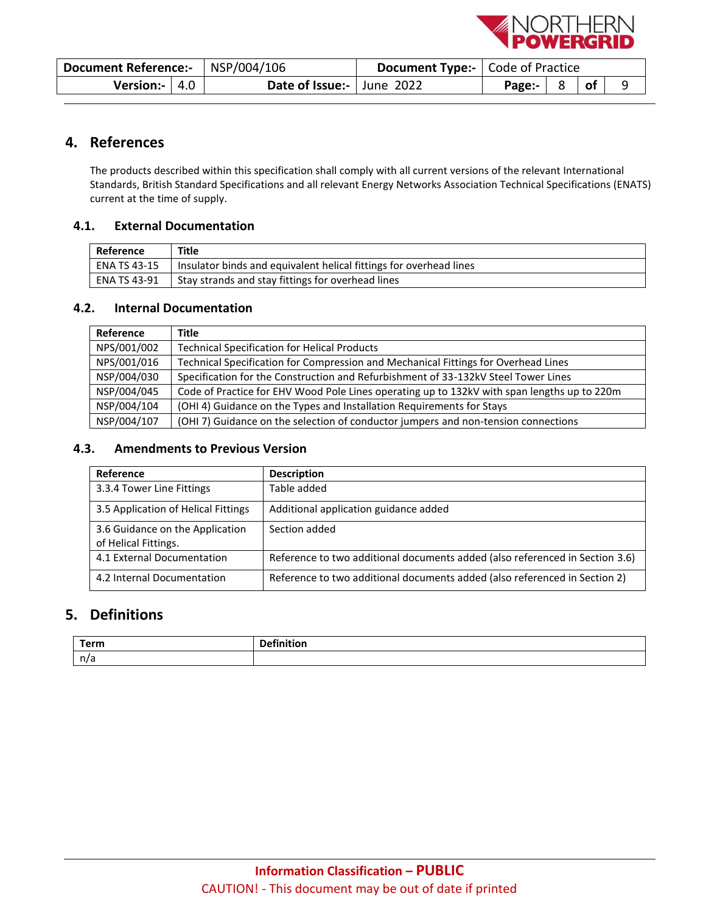## 4. References

The products described within this specification shall comply with all current versions of the relevant International Standards, British Standard Specifications and all relevant Energy Networks Association Technical Specifications (ENATS) current at the time of supply.

### 4.1. External Documentation

| Reference | Title |
|---|---|
| ENA TS 43-15 | Insulator binds and equivalent helical fittings for overhead lines |
| ENA TS 43-91 | Stay strands and stay fittings for overhead lines |

### 4.2. Internal Documentation

| Reference | Title |
|---|---|
| NPS/001/002 | Technical Specification for Helical Products |
| NPS/001/016 | Technical Specification for Compression and Mechanical Fittings for Overhead Lines |
| NSP/004/030 | Specification for the Construction and Refurbishment of 33-132kV Steel Tower Lines |
| NSP/004/045 | Code of Practice for EHV Wood Pole Lines operating up to 132kV with span lengths up to 220m |
| NSP/004/104 | (OHI 4) Guidance on the Types and Installation Requirements for Stays |
| NSP/004/107 | (OHI 7) Guidance on the selection of conductor jumpers and non-tension connections |

### 4.3. Amendments to Previous Version

| Reference | Description |
|---|---|
| 3.3.4 Tower Line Fittings | Table added |
| 3.5 Application of Helical Fittings | Additional application guidance added |
| 3.6 Guidance on the Application of Helical Fittings. | Section added |
| 4.1 External Documentation | Reference to two additional documents added (also referenced in Section 3.6) |
| 4.2 Internal Documentation | Reference to two additional documents added (also referenced in Section 2) |

## 5. Definitions

| Term | Definition |
|---|---|
| n/a | |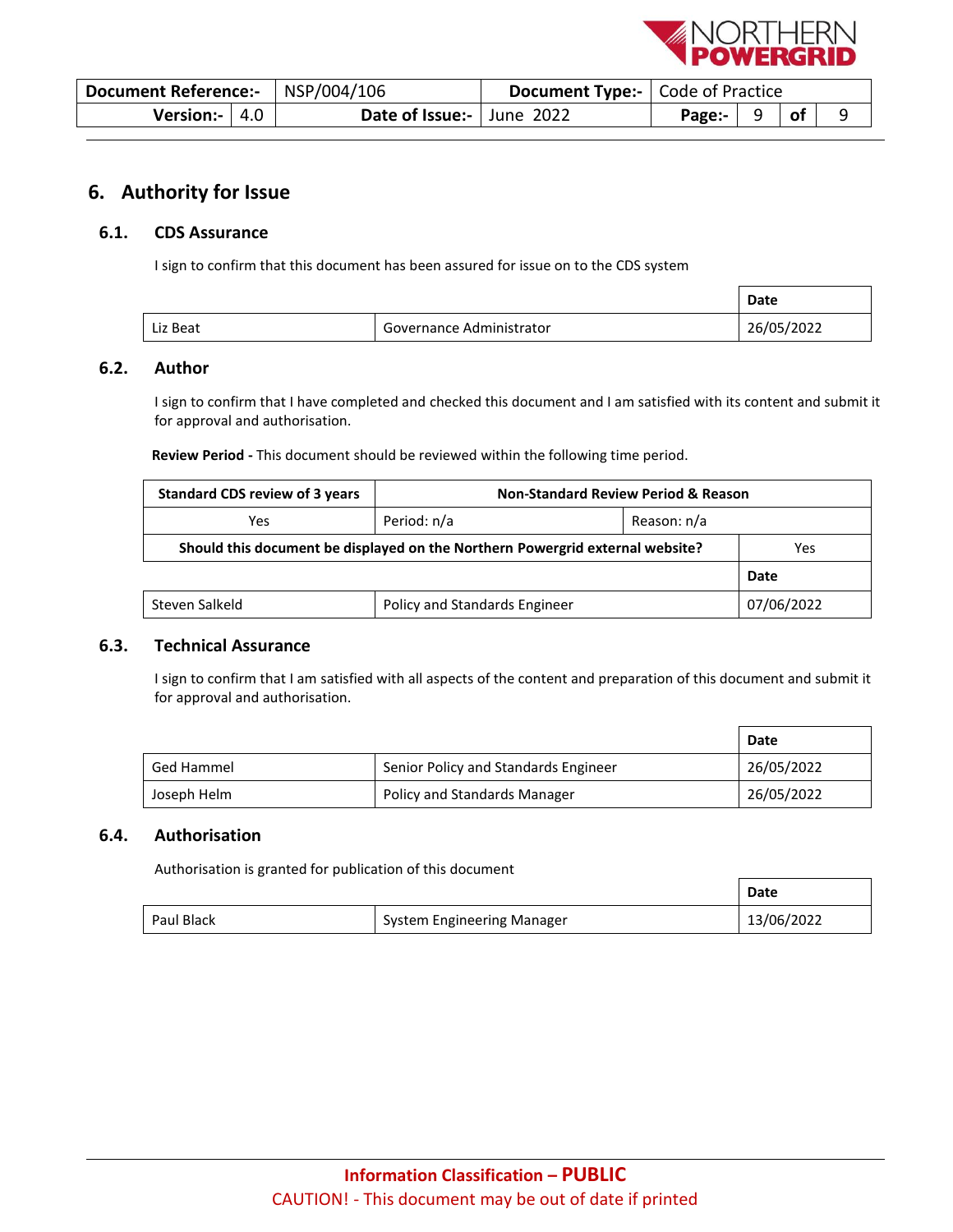## 6. Authority for Issue

### 6.1. CDS Assurance

I sign to confirm that this document has been assured for issue on to the CDS system

| | | Date |
|---|---|---|
| Liz Beat | Governance Administrator | 26/05/2022 |

### 6.2. Author

I sign to confirm that I have completed and checked this document and I am satisfied with its content and submit it for approval and authorisation.

**Review Period -** This document should be reviewed within the following time period.

| Standard CDS review of 3 years | Non-Standard Review Period & Reason | |
|---|---|---|
| Yes | Period: n/a | Reason: n/a |

| | | |
|---|---|---|
| **Should this document be displayed on the Northern Powergrid external website?** | | Yes |
| | | **Date** |
| Steven Salkeld | Policy and Standards Engineer | 07/06/2022 |

### 6.3. Technical Assurance

I sign to confirm that I am satisfied with all aspects of the content and preparation of this document and submit it for approval and authorisation.

| | | Date |
|---|---|---|
| Ged Hammel | Senior Policy and Standards Engineer | 26/05/2022 |
| Joseph Helm | Policy and Standards Manager | 26/05/2022 |

### 6.4. Authorisation

Authorisation is granted for publication of this document

| | | Date |
|---|---|---|
| Paul Black | System Engineering Manager | 13/06/2022 |